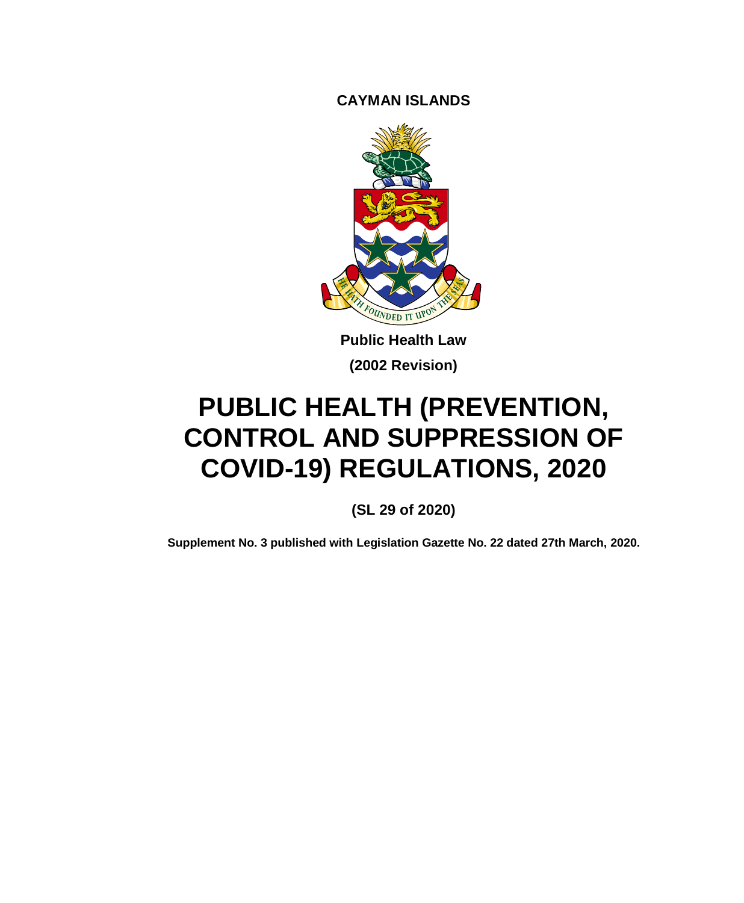**CAYMAN ISLANDS**

**Public Health Law**

**(2002 Revision)**

# PUBLIC HEALTH (PREVENTION, CONTROL AND SUPPRESSION OF COVID-19) REGULATIONS, 2020

**(SL 29 of 2020)**

**Supplement No. 3 published with Legislation Gazette No. 22 dated 27th March, 2020.**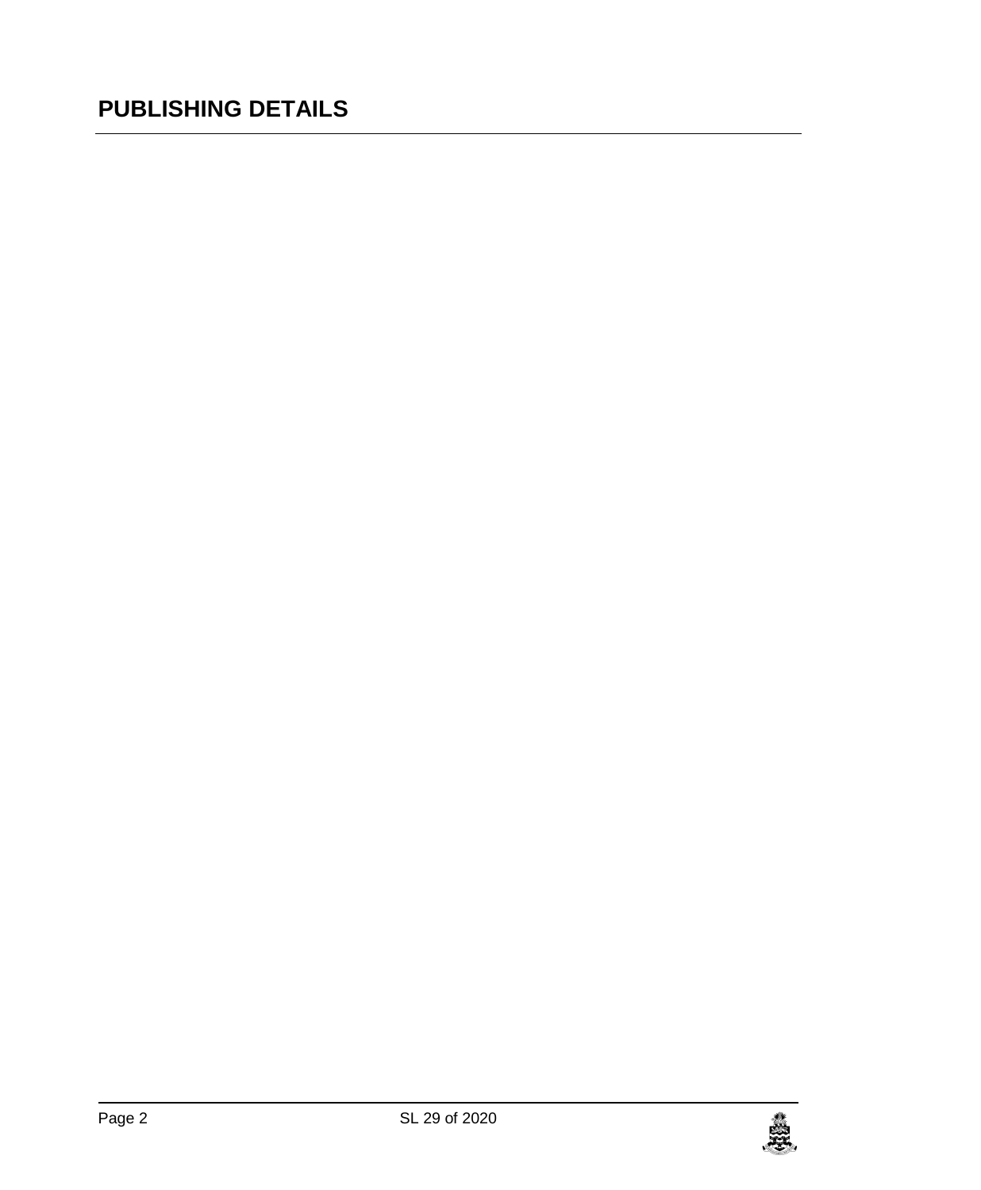# PUBLISHING DETAILS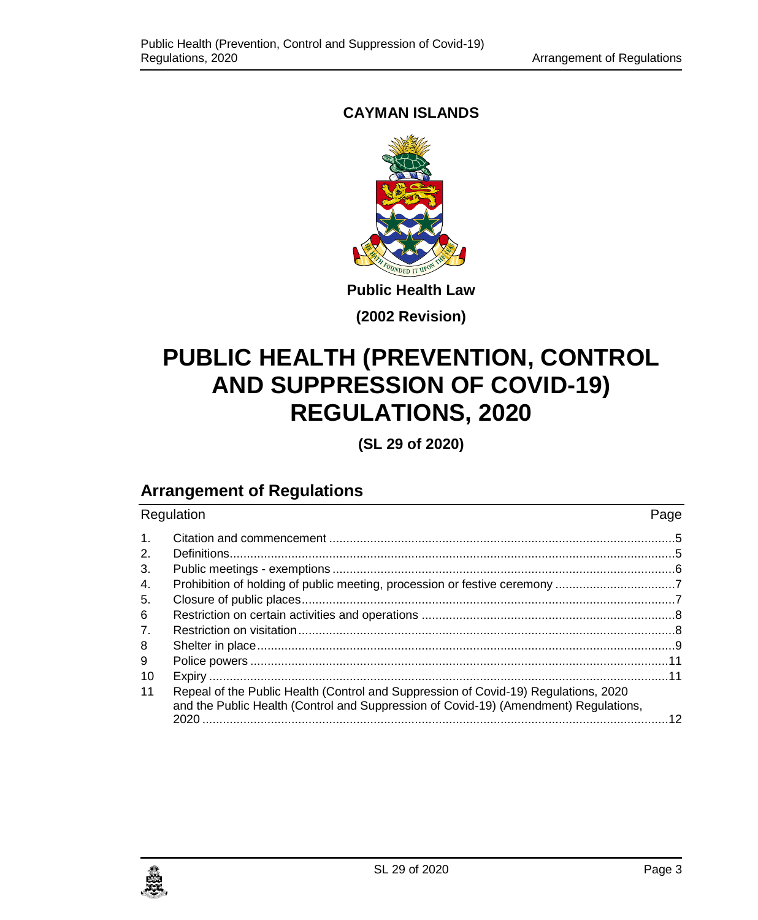**CAYMAN ISLANDS**

**Public Health Law**

**(2002 Revision)**

# PUBLIC HEALTH (PREVENTION, CONTROL AND SUPPRESSION OF COVID-19) REGULATIONS, 2020

**(SL 29 of 2020)**

## Arrangement of Regulations

| Regulation | | Page |
|---|---|---|
| 1. | Citation and commencement | 5 |
| 2. | Definitions | 5 |
| 3. | Public meetings - exemptions | 6 |
| 4. | Prohibition of holding of public meeting, procession or festive ceremony | 7 |
| 5. | Closure of public places | 7 |
| 6 | Restriction on certain activities and operations | 8 |
| 7. | Restriction on visitation | 8 |
| 8 | Shelter in place | 9 |
| 9 | Police powers | 11 |
| 10 | Expiry | 11 |
| 11 | Repeal of the Public Health (Control and Suppression of Covid-19) Regulations, 2020 and the Public Health (Control and Suppression of Covid-19) (Amendment) Regulations, 2020 | 12 |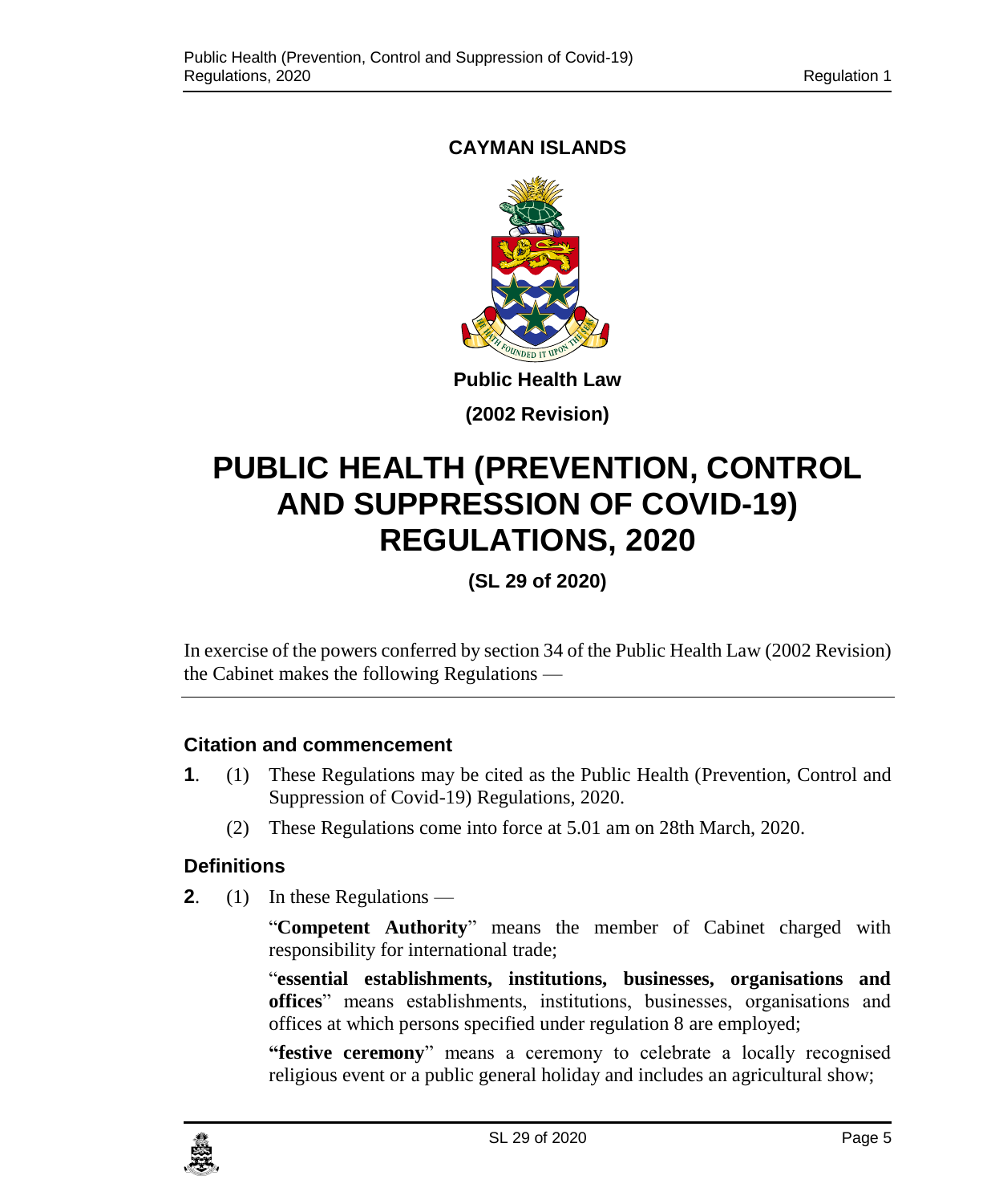**CAYMAN ISLANDS**

**Public Health Law**

**(2002 Revision)**

# PUBLIC HEALTH (PREVENTION, CONTROL AND SUPPRESSION OF COVID-19) REGULATIONS, 2020

**(SL 29 of 2020)**

In exercise of the powers conferred by section 34 of the Public Health Law (2002 Revision) the Cabinet makes the following Regulations —

### Citation and commencement

**1**. (1) These Regulations may be cited as the Public Health (Prevention, Control and Suppression of Covid-19) Regulations, 2020.

(2) These Regulations come into force at 5.01 am on 28th March, 2020.

### Definitions

**2**. (1) In these Regulations —

"**Competent Authority**" means the member of Cabinet charged with responsibility for international trade;

"**essential establishments, institutions, businesses, organisations and offices**" means establishments, institutions, businesses, organisations and offices at which persons specified under regulation 8 are employed;

"**festive ceremony**" means a ceremony to celebrate a locally recognised religious event or a public general holiday and includes an agricultural show;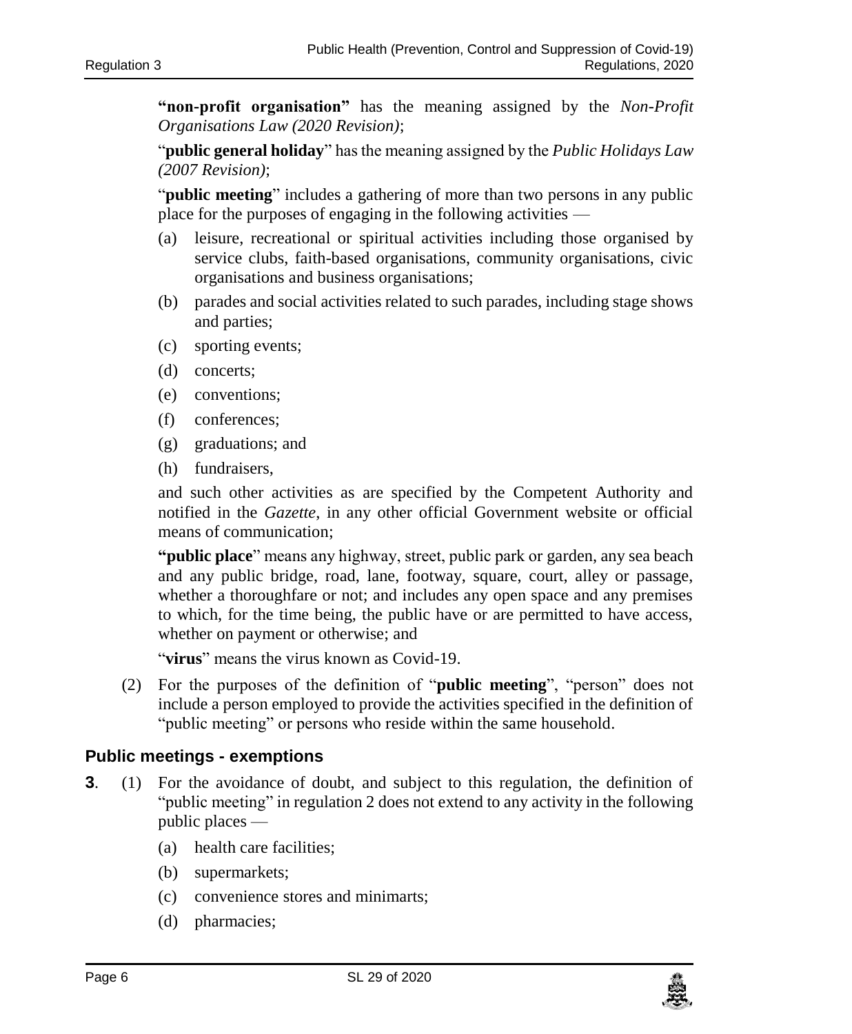**"non-profit organisation"** has the meaning assigned by the *Non-Profit Organisations Law (2020 Revision)*;

"**public general holiday**" has the meaning assigned by the *Public Holidays Law (2007 Revision)*;

"**public meeting**" includes a gathering of more than two persons in any public place for the purposes of engaging in the following activities —

(a) leisure, recreational or spiritual activities including those organised by service clubs, faith-based organisations, community organisations, civic organisations and business organisations;

(b) parades and social activities related to such parades, including stage shows and parties;

(c) sporting events;

(d) concerts;

(e) conventions;

(f) conferences;

(g) graduations; and

(h) fundraisers,

and such other activities as are specified by the Competent Authority and notified in the *Gazette*, in any other official Government website or official means of communication;

**"public place**" means any highway, street, public park or garden, any sea beach and any public bridge, road, lane, footway, square, court, alley or passage, whether a thoroughfare or not; and includes any open space and any premises to which, for the time being, the public have or are permitted to have access, whether on payment or otherwise; and

"**virus**" means the virus known as Covid-19.

(2) For the purposes of the definition of "**public meeting**", "person" does not include a person employed to provide the activities specified in the definition of "public meeting" or persons who reside within the same household.

## Public meetings - exemptions

**3**. (1) For the avoidance of doubt, and subject to this regulation, the definition of "public meeting" in regulation 2 does not extend to any activity in the following public places —

(a) health care facilities;

(b) supermarkets;

(c) convenience stores and minimarts;

(d) pharmacies;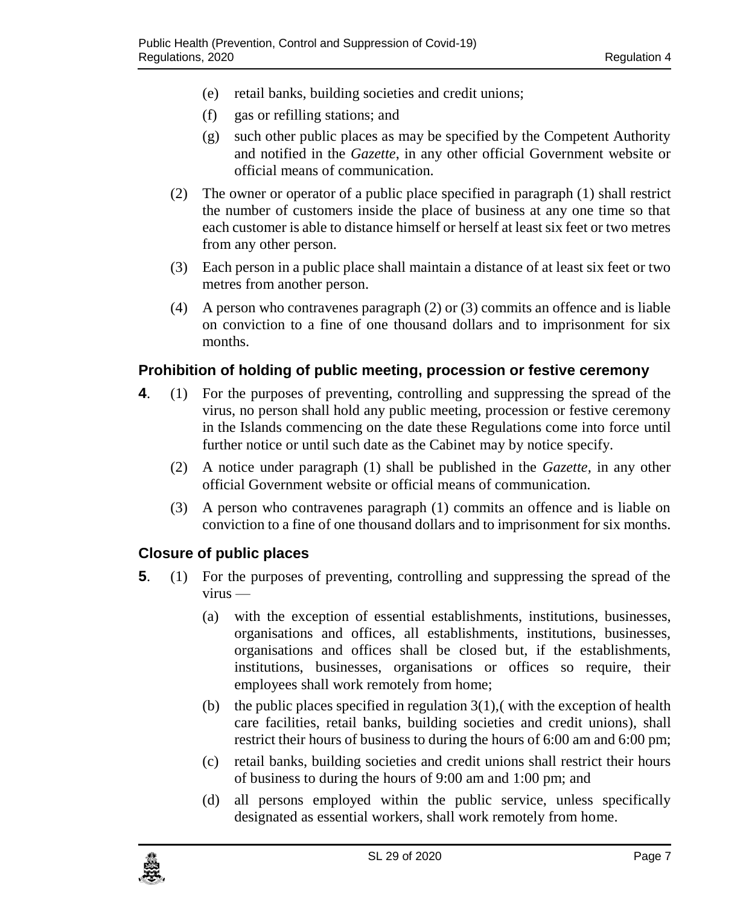(e) retail banks, building societies and credit unions;

(f) gas or refilling stations; and

(g) such other public places as may be specified by the Competent Authority and notified in the *Gazette*, in any other official Government website or official means of communication.

(2) The owner or operator of a public place specified in paragraph (1) shall restrict the number of customers inside the place of business at any one time so that each customer is able to distance himself or herself at least six feet or two metres from any other person.

(3) Each person in a public place shall maintain a distance of at least six feet or two metres from another person.

(4) A person who contravenes paragraph (2) or (3) commits an offence and is liable on conviction to a fine of one thousand dollars and to imprisonment for six months.

### Prohibition of holding of public meeting, procession or festive ceremony

**4**. (1) For the purposes of preventing, controlling and suppressing the spread of the virus, no person shall hold any public meeting, procession or festive ceremony in the Islands commencing on the date these Regulations come into force until further notice or until such date as the Cabinet may by notice specify.

(2) A notice under paragraph (1) shall be published in the *Gazette*, in any other official Government website or official means of communication.

(3) A person who contravenes paragraph (1) commits an offence and is liable on conviction to a fine of one thousand dollars and to imprisonment for six months.

### Closure of public places

**5**. (1) For the purposes of preventing, controlling and suppressing the spread of the virus —

(a) with the exception of essential establishments, institutions, businesses, organisations and offices, all establishments, institutions, businesses, organisations and offices shall be closed but, if the establishments, institutions, businesses, organisations or offices so require, their employees shall work remotely from home;

(b) the public places specified in regulation 3(1),( with the exception of health care facilities, retail banks, building societies and credit unions), shall restrict their hours of business to during the hours of 6:00 am and 6:00 pm;

(c) retail banks, building societies and credit unions shall restrict their hours of business to during the hours of 9:00 am and 1:00 pm; and

(d) all persons employed within the public service, unless specifically designated as essential workers, shall work remotely from home.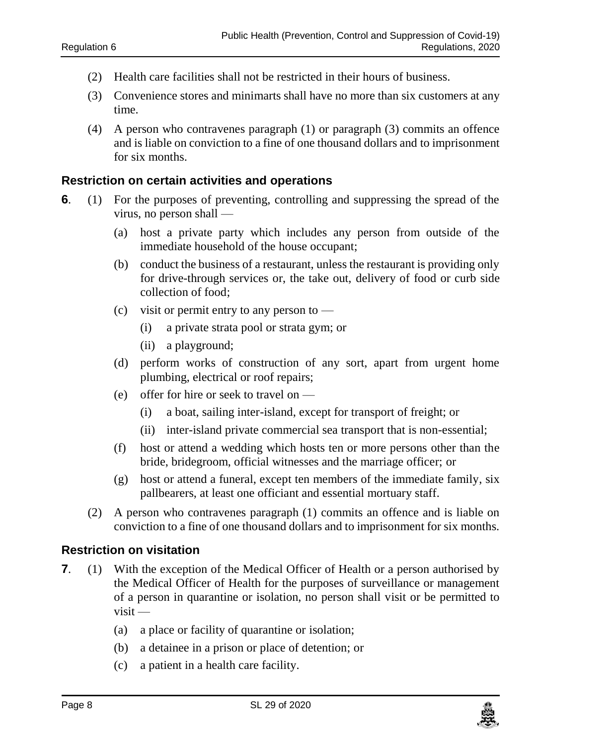(2) Health care facilities shall not be restricted in their hours of business.

(3) Convenience stores and minimarts shall have no more than six customers at any time.

(4) A person who contravenes paragraph (1) or paragraph (3) commits an offence and is liable on conviction to a fine of one thousand dollars and to imprisonment for six months.

### Restriction on certain activities and operations

**6**. (1) For the purposes of preventing, controlling and suppressing the spread of the virus, no person shall —

(a) host a private party which includes any person from outside of the immediate household of the house occupant;

(b) conduct the business of a restaurant, unless the restaurant is providing only for drive-through services or, the take out, delivery of food or curb side collection of food;

(c) visit or permit entry to any person to —

(i) a private strata pool or strata gym; or

(ii) a playground;

(d) perform works of construction of any sort, apart from urgent home plumbing, electrical or roof repairs;

(e) offer for hire or seek to travel on —

(i) a boat, sailing inter-island, except for transport of freight; or

(ii) inter-island private commercial sea transport that is non-essential;

(f) host or attend a wedding which hosts ten or more persons other than the bride, bridegroom, official witnesses and the marriage officer; or

(g) host or attend a funeral, except ten members of the immediate family, six pallbearers, at least one officiant and essential mortuary staff.

(2) A person who contravenes paragraph (1) commits an offence and is liable on conviction to a fine of one thousand dollars and to imprisonment for six months.

### Restriction on visitation

**7**. (1) With the exception of the Medical Officer of Health or a person authorised by the Medical Officer of Health for the purposes of surveillance or management of a person in quarantine or isolation, no person shall visit or be permitted to visit —

(a) a place or facility of quarantine or isolation;

(b) a detainee in a prison or place of detention; or

(c) a patient in a health care facility.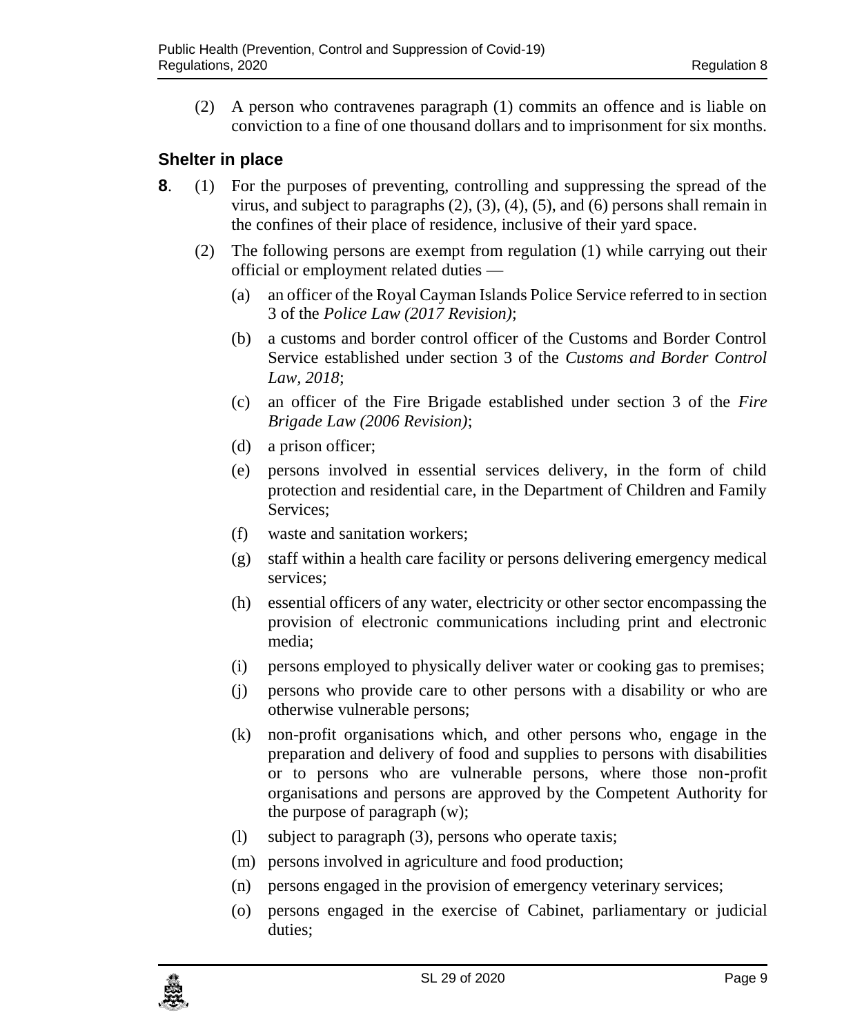(2) A person who contravenes paragraph (1) commits an offence and is liable on conviction to a fine of one thousand dollars and to imprisonment for six months.

### Shelter in place

**8**. (1) For the purposes of preventing, controlling and suppressing the spread of the virus, and subject to paragraphs (2), (3), (4), (5), and (6) persons shall remain in the confines of their place of residence, inclusive of their yard space.

(2) The following persons are exempt from regulation (1) while carrying out their official or employment related duties —

- (a) an officer of the Royal Cayman Islands Police Service referred to in section 3 of the *Police Law (2017 Revision)*;
- (b) a customs and border control officer of the Customs and Border Control Service established under section 3 of the *Customs and Border Control Law, 2018*;
- (c) an officer of the Fire Brigade established under section 3 of the *Fire Brigade Law (2006 Revision)*;
- (d) a prison officer;
- (e) persons involved in essential services delivery, in the form of child protection and residential care, in the Department of Children and Family Services;
- (f) waste and sanitation workers;
- (g) staff within a health care facility or persons delivering emergency medical services;
- (h) essential officers of any water, electricity or other sector encompassing the provision of electronic communications including print and electronic media;
- (i) persons employed to physically deliver water or cooking gas to premises;
- (j) persons who provide care to other persons with a disability or who are otherwise vulnerable persons;
- (k) non-profit organisations which, and other persons who, engage in the preparation and delivery of food and supplies to persons with disabilities or to persons who are vulnerable persons, where those non-profit organisations and persons are approved by the Competent Authority for the purpose of paragraph (w);
- (l) subject to paragraph (3), persons who operate taxis;
- (m) persons involved in agriculture and food production;
- (n) persons engaged in the provision of emergency veterinary services;
- (o) persons engaged in the exercise of Cabinet, parliamentary or judicial duties;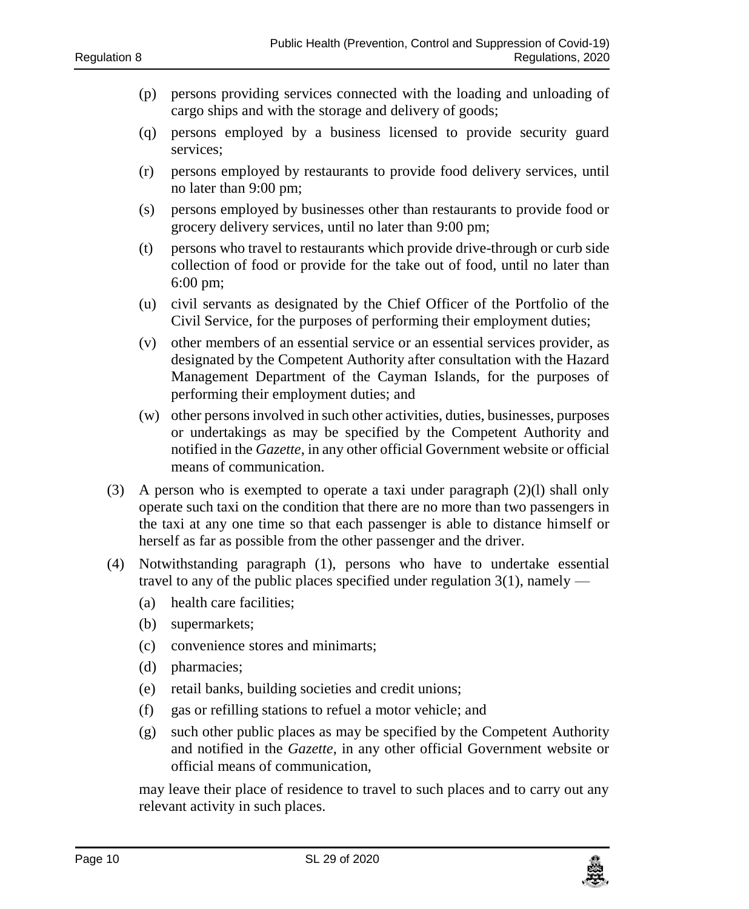(p) persons providing services connected with the loading and unloading of cargo ships and with the storage and delivery of goods;

(q) persons employed by a business licensed to provide security guard services;

(r) persons employed by restaurants to provide food delivery services, until no later than 9:00 pm;

(s) persons employed by businesses other than restaurants to provide food or grocery delivery services, until no later than 9:00 pm;

(t) persons who travel to restaurants which provide drive-through or curb side collection of food or provide for the take out of food, until no later than 6:00 pm;

(u) civil servants as designated by the Chief Officer of the Portfolio of the Civil Service, for the purposes of performing their employment duties;

(v) other members of an essential service or an essential services provider, as designated by the Competent Authority after consultation with the Hazard Management Department of the Cayman Islands, for the purposes of performing their employment duties; and

(w) other persons involved in such other activities, duties, businesses, purposes or undertakings as may be specified by the Competent Authority and notified in the *Gazette*, in any other official Government website or official means of communication.

(3) A person who is exempted to operate a taxi under paragraph (2)(l) shall only operate such taxi on the condition that there are no more than two passengers in the taxi at any one time so that each passenger is able to distance himself or herself as far as possible from the other passenger and the driver.

(4) Notwithstanding paragraph (1), persons who have to undertake essential travel to any of the public places specified under regulation 3(1), namely —

(a) health care facilities;

(b) supermarkets;

(c) convenience stores and minimarts;

(d) pharmacies;

(e) retail banks, building societies and credit unions;

(f) gas or refilling stations to refuel a motor vehicle; and

(g) such other public places as may be specified by the Competent Authority and notified in the *Gazette*, in any other official Government website or official means of communication,

may leave their place of residence to travel to such places and to carry out any relevant activity in such places.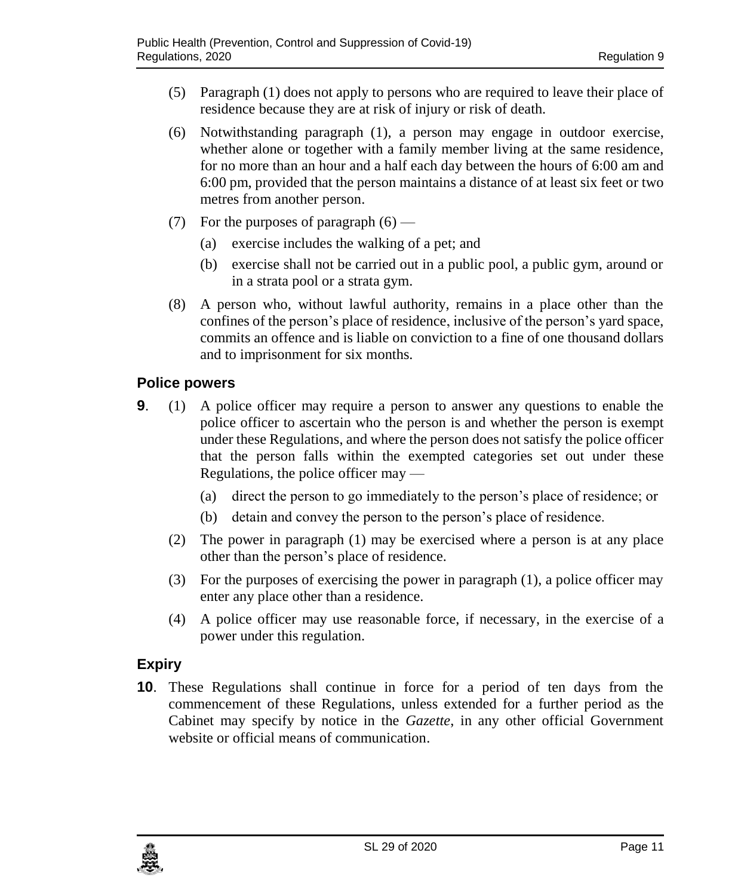(5) Paragraph (1) does not apply to persons who are required to leave their place of residence because they are at risk of injury or risk of death.

(6) Notwithstanding paragraph (1), a person may engage in outdoor exercise, whether alone or together with a family member living at the same residence, for no more than an hour and a half each day between the hours of 6:00 am and 6:00 pm, provided that the person maintains a distance of at least six feet or two metres from another person.

(7) For the purposes of paragraph (6) —

   (a) exercise includes the walking of a pet; and

   (b) exercise shall not be carried out in a public pool, a public gym, around or in a strata pool or a strata gym.

(8) A person who, without lawful authority, remains in a place other than the confines of the person's place of residence, inclusive of the person's yard space, commits an offence and is liable on conviction to a fine of one thousand dollars and to imprisonment for six months.

### Police powers

**9**. (1) A police officer may require a person to answer any questions to enable the police officer to ascertain who the person is and whether the person is exempt under these Regulations, and where the person does not satisfy the police officer that the person falls within the exempted categories set out under these Regulations, the police officer may —

   (a) direct the person to go immediately to the person's place of residence; or

   (b) detain and convey the person to the person's place of residence.

(2) The power in paragraph (1) may be exercised where a person is at any place other than the person's place of residence.

(3) For the purposes of exercising the power in paragraph (1), a police officer may enter any place other than a residence.

(4) A police officer may use reasonable force, if necessary, in the exercise of a power under this regulation.

### Expiry

**10**. These Regulations shall continue in force for a period of ten days from the commencement of these Regulations, unless extended for a further period as the Cabinet may specify by notice in the *Gazette*, in any other official Government website or official means of communication.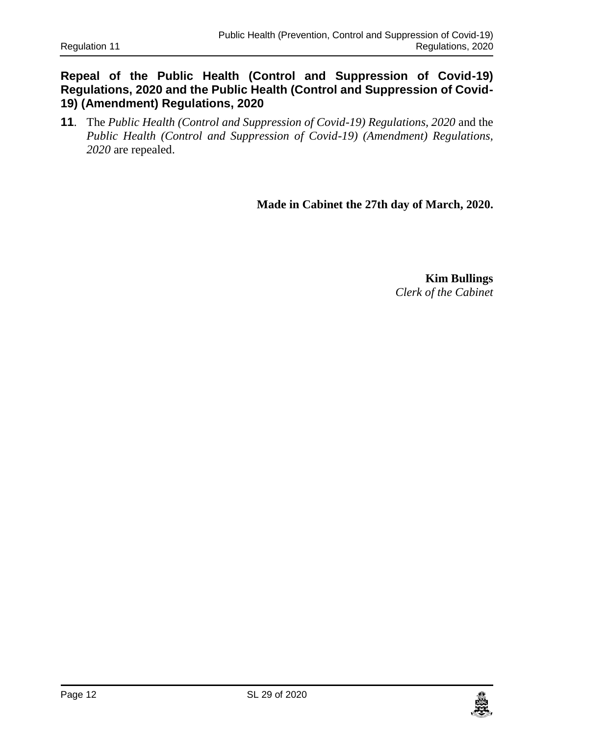### Repeal of the Public Health (Control and Suppression of Covid-19) Regulations, 2020 and the Public Health (Control and Suppression of Covid-19) (Amendment) Regulations, 2020

**11**. The *Public Health (Control and Suppression of Covid-19) Regulations, 2020* and the *Public Health (Control and Suppression of Covid-19) (Amendment) Regulations, 2020* are repealed.

**Made in Cabinet the 27th day of March, 2020.**

**Kim Bullings**
*Clerk of the Cabinet*